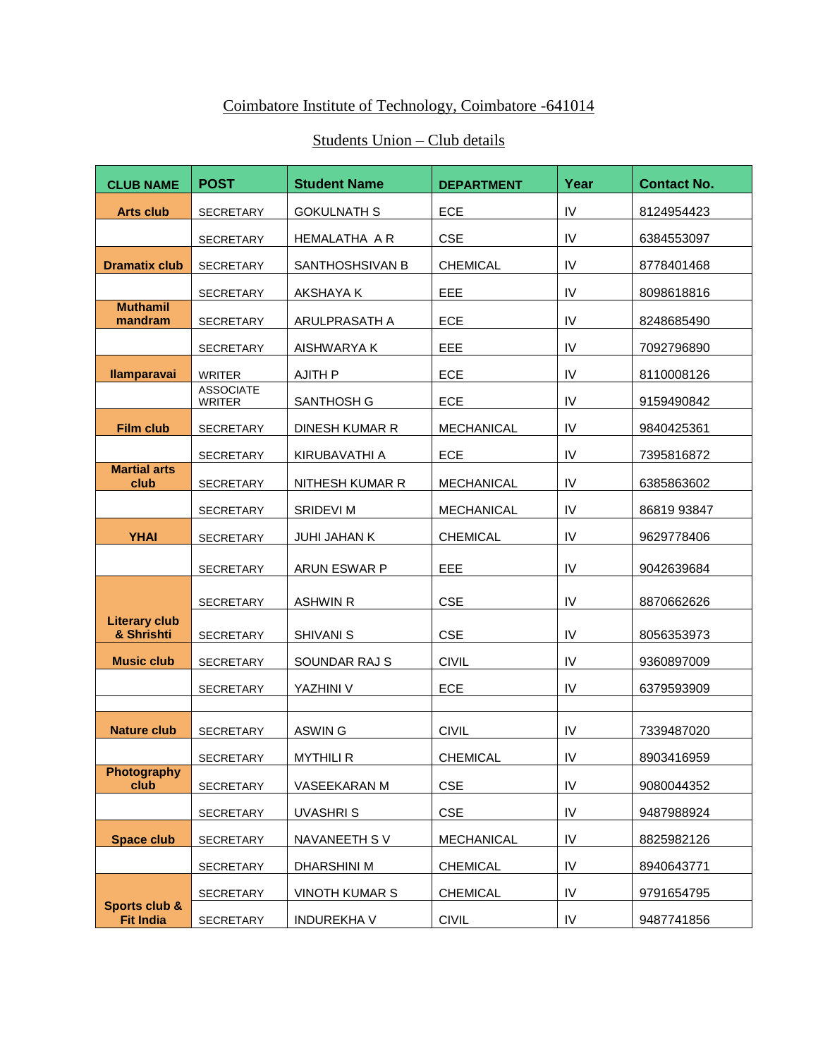# Coimbatore Institute of Technology, Coimbatore -641014

## Students Union – Club details

| CLUB NAME | POST | Student Name | DEPARTMENT | Year | Contact No. |
|---|---|---|---|---|---|
| **Arts club** | SECRETARY | GOKULNATH S | ECE | IV | 8124954423 |
| | SECRETARY | HEMALATHA A R | CSE | IV | 6384553097 |
| **Dramatix club** | SECRETARY | SANTHOSHSIVAN B | CHEMICAL | IV | 8778401468 |
| | SECRETARY | AKSHAYA K | EEE | IV | 8098618816 |
| **Muthamil mandram** | SECRETARY | ARULPRASATH A | ECE | IV | 8248685490 |
| | SECRETARY | AISHWARYA K | EEE | IV | 7092796890 |
| **Ilamparavai** | WRITER | AJITH P | ECE | IV | 8110008126 |
| | ASSOCIATE WRITER | SANTHOSH G | ECE | IV | 9159490842 |
| **Film club** | SECRETARY | DINESH KUMAR R | MECHANICAL | IV | 9840425361 |
| | SECRETARY | KIRUBAVATHI A | ECE | IV | 7395816872 |
| **Martial arts club** | SECRETARY | NITHESH KUMAR R | MECHANICAL | IV | 6385863602 |
| | SECRETARY | SRIDEVI M | MECHANICAL | IV | 86819 93847 |
| **YHAI** | SECRETARY | JUHI JAHAN K | CHEMICAL | IV | 9629778406 |
| | SECRETARY | ARUN ESWAR P | EEE | IV | 9042639684 |
| **Literary club & Shrishti** | SECRETARY | ASHWIN R | CSE | IV | 8870662626 |
| | SECRETARY | SHIVANI S | CSE | IV | 8056353973 |
| **Music club** | SECRETARY | SOUNDAR RAJ S | CIVIL | IV | 9360897009 |
| | SECRETARY | YAZHINI V | ECE | IV | 6379593909 |
| | | | | | |
| **Nature club** | SECRETARY | ASWIN G | CIVIL | IV | 7339487020 |
| | SECRETARY | MYTHILI R | CHEMICAL | IV | 8903416959 |
| **Photography club** | SECRETARY | VASEEKARAN M | CSE | IV | 9080044352 |
| | SECRETARY | UVASHRI S | CSE | IV | 9487988924 |
| **Space club** | SECRETARY | NAVANEETH S V | MECHANICAL | IV | 8825982126 |
| | SECRETARY | DHARSHINI M | CHEMICAL | IV | 8940643771 |
| **Sports club & Fit India** | SECRETARY | VINOTH KUMAR S | CHEMICAL | IV | 9791654795 |
| | SECRETARY | INDUREKHA V | CIVIL | IV | 9487741856 |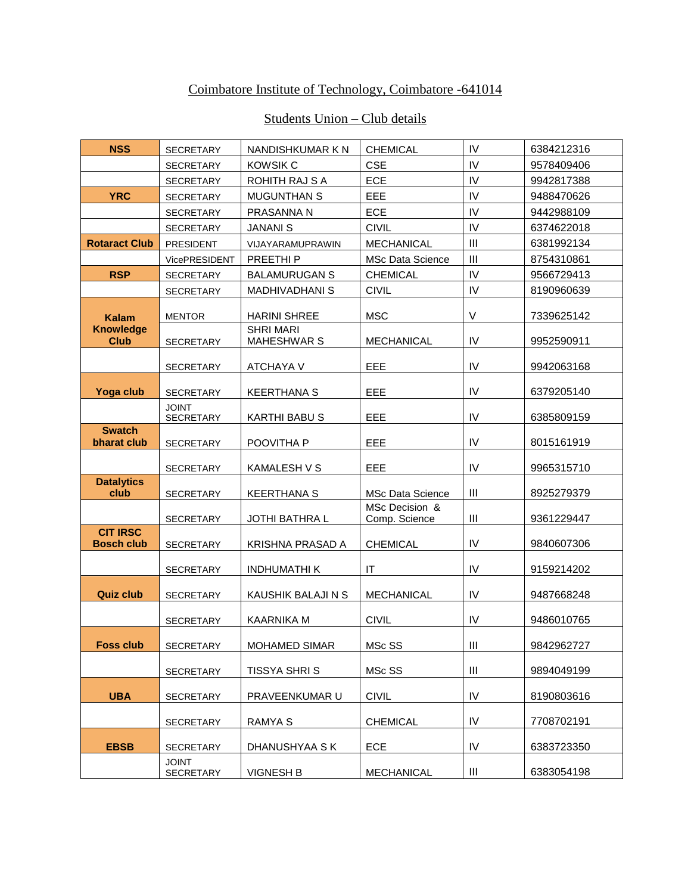Coimbatore Institute of Technology, Coimbatore -641014

Students Union – Club details

| | | | | | |
|---|---|---|---|---|---|
| **NSS** | SECRETARY | NANDISHKUMAR K N | CHEMICAL | IV | 6384212316 |
| | SECRETARY | KOWSIK C | CSE | IV | 9578409406 |
| | SECRETARY | ROHITH RAJ S A | ECE | IV | 9942817388 |
| **YRC** | SECRETARY | MUGUNTHAN S | EEE | IV | 9488470626 |
| | SECRETARY | PRASANNA N | ECE | IV | 9442988109 |
| | SECRETARY | JANANI S | CIVIL | IV | 6374622018 |
| **Rotaract Club** | PRESIDENT | VIJAYARAMUPRAWIN | MECHANICAL | III | 6381992134 |
| | VicePRESIDENT | PREETHI P | MSc Data Science | III | 8754310861 |
| **RSP** | SECRETARY | BALAMURUGAN S | CHEMICAL | IV | 9566729413 |
| | SECRETARY | MADHIVADHANI S | CIVIL | IV | 8190960639 |
| **Kalam Knowledge Club** | MENTOR | HARINI SHREE | MSC | V | 7339625142 |
| | SECRETARY | SHRI MARI MAHESHWAR S | MECHANICAL | IV | 9952590911 |
| | SECRETARY | ATCHAYA V | EEE | IV | 9942063168 |
| **Yoga club** | SECRETARY | KEERTHANA S | EEE | IV | 6379205140 |
| | JOINT SECRETARY | KARTHI BABU S | EEE | IV | 6385809159 |
| **Swatch bharat club** | SECRETARY | POOVITHA P | EEE | IV | 8015161919 |
| | SECRETARY | KAMALESH V S | EEE | IV | 9965315710 |
| **Datalytics club** | SECRETARY | KEERTHANA S | MSc Data Science | III | 8925279379 |
| | SECRETARY | JOTHI BATHRA L | MSc Decision & Comp. Science | III | 9361229447 |
| **CIT IRSC Bosch club** | SECRETARY | KRISHNA PRASAD A | CHEMICAL | IV | 9840607306 |
| | SECRETARY | INDHUMATHI K | IT | IV | 9159214202 |
| **Quiz club** | SECRETARY | KAUSHIK BALAJI N S | MECHANICAL | IV | 9487668248 |
| | SECRETARY | KAARNIKA M | CIVIL | IV | 9486010765 |
| **Foss club** | SECRETARY | MOHAMED SIMAR | MSc SS | III | 9842962727 |
| | SECRETARY | TISSYA SHRI S | MSc SS | III | 9894049199 |
| **UBA** | SECRETARY | PRAVEENKUMAR U | CIVIL | IV | 8190803616 |
| | SECRETARY | RAMYA S | CHEMICAL | IV | 7708702191 |
| **EBSB** | SECRETARY | DHANUSHYAA S K | ECE | IV | 6383723350 |
| | JOINT SECRETARY | VIGNESH B | MECHANICAL | III | 6383054198 |